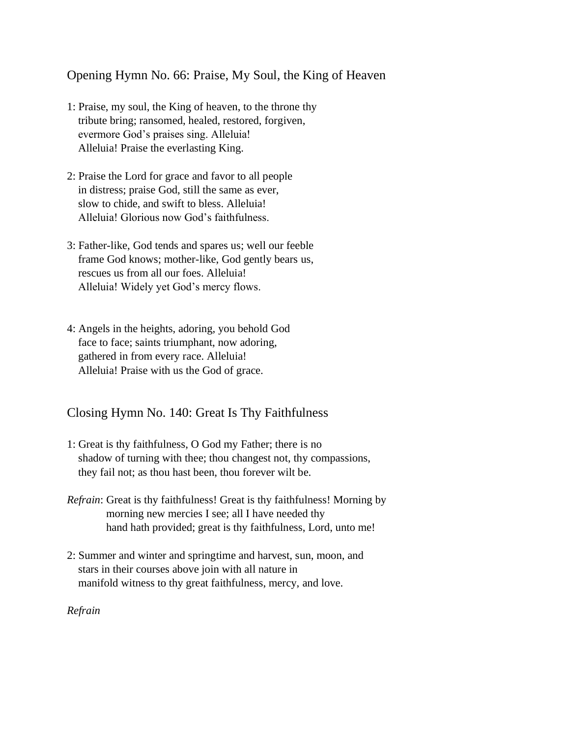## Opening Hymn No. 66: Praise, My Soul, the King of Heaven

1: Praise, my soul, the King of heaven, to the throne thy
tribute bring; ransomed, healed, restored, forgiven,
evermore God's praises sing. Alleluia!
Alleluia! Praise the everlasting King.

2: Praise the Lord for grace and favor to all people
in distress; praise God, still the same as ever,
slow to chide, and swift to bless. Alleluia!
Alleluia! Glorious now God's faithfulness.

3: Father-like, God tends and spares us; well our feeble
frame God knows; mother-like, God gently bears us,
rescues us from all our foes. Alleluia!
Alleluia! Widely yet God's mercy flows.

4: Angels in the heights, adoring, you behold God
face to face; saints triumphant, now adoring,
gathered in from every race. Alleluia!
Alleluia! Praise with us the God of grace.

## Closing Hymn No. 140: Great Is Thy Faithfulness

1: Great is thy faithfulness, O God my Father; there is no
shadow of turning with thee; thou changest not, thy compassions,
they fail not; as thou hast been, thou forever wilt be.

*Refrain*: Great is thy faithfulness! Great is thy faithfulness! Morning by
morning new mercies I see; all I have needed thy
hand hath provided; great is thy faithfulness, Lord, unto me!

2: Summer and winter and springtime and harvest, sun, moon, and
stars in their courses above join with all nature in
manifold witness to thy great faithfulness, mercy, and love.

*Refrain*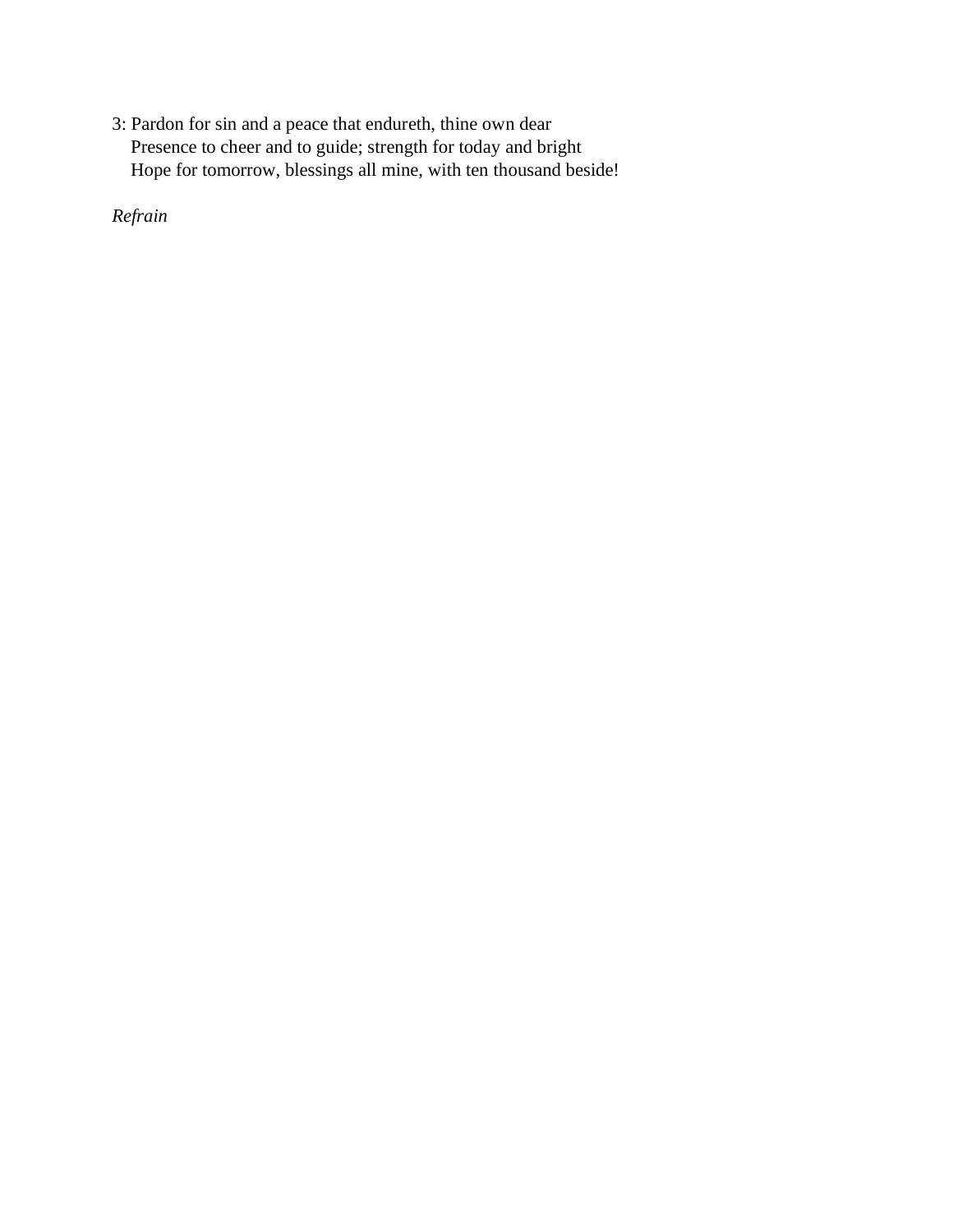3: Pardon for sin and a peace that endureth, thine own dear
Presence to cheer and to guide; strength for today and bright
Hope for tomorrow, blessings all mine, with ten thousand beside!

*Refrain*